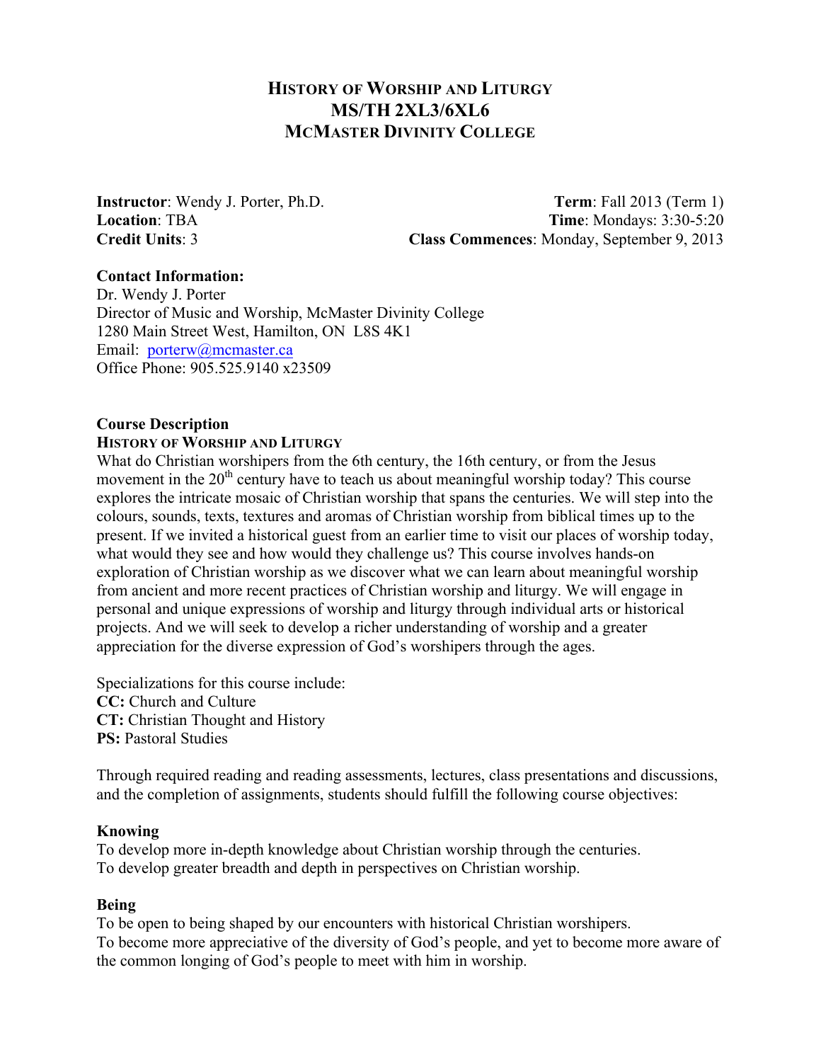# HISTORY OF WORSHIP AND LITURGY
# MS/TH 2XL3/6XL6
# MCMASTER DIVINITY COLLEGE

**Instructor**: Wendy J. Porter, Ph.D.
**Location**: TBA
**Credit Units**: 3

**Term**: Fall 2013 (Term 1)
**Time**: Mondays: 3:30-5:20
**Class Commences**: Monday, September 9, 2013

**Contact Information:**
Dr. Wendy J. Porter
Director of Music and Worship, McMaster Divinity College
1280 Main Street West, Hamilton, ON L8S 4K1
Email: porterw@mcmaster.ca
Office Phone: 905.525.9140 x23509

## Course Description

### HISTORY OF WORSHIP AND LITURGY

What do Christian worshipers from the 6th century, the 16th century, or from the Jesus movement in the 20th century have to teach us about meaningful worship today? This course explores the intricate mosaic of Christian worship that spans the centuries. We will step into the colours, sounds, texts, textures and aromas of Christian worship from biblical times up to the present. If we invited a historical guest from an earlier time to visit our places of worship today, what would they see and how would they challenge us? This course involves hands-on exploration of Christian worship as we discover what we can learn about meaningful worship from ancient and more recent practices of Christian worship and liturgy. We will engage in personal and unique expressions of worship and liturgy through individual arts or historical projects. And we will seek to develop a richer understanding of worship and a greater appreciation for the diverse expression of God's worshipers through the ages.

Specializations for this course include:
**CC:** Church and Culture
**CT:** Christian Thought and History
**PS:** Pastoral Studies

Through required reading and reading assessments, lectures, class presentations and discussions, and the completion of assignments, students should fulfill the following course objectives:

### Knowing

To develop more in-depth knowledge about Christian worship through the centuries.
To develop greater breadth and depth in perspectives on Christian worship.

### Being

To be open to being shaped by our encounters with historical Christian worshipers.
To become more appreciative of the diversity of God's people, and yet to become more aware of the common longing of God's people to meet with him in worship.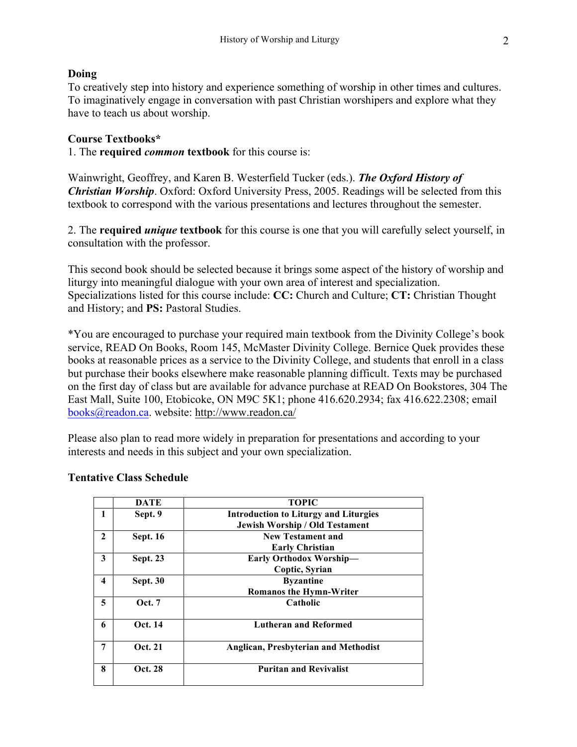**Doing**

To creatively step into history and experience something of worship in other times and cultures. To imaginatively engage in conversation with past Christian worshipers and explore what they have to teach us about worship.

**Course Textbooks***

1. The **required *common* textbook** for this course is:

Wainwright, Geoffrey, and Karen B. Westerfield Tucker (eds.). ***The Oxford History of Christian Worship***. Oxford: Oxford University Press, 2005. Readings will be selected from this textbook to correspond with the various presentations and lectures throughout the semester.

2. The **required *unique* textbook** for this course is one that you will carefully select yourself, in consultation with the professor.

This second book should be selected because it brings some aspect of the history of worship and liturgy into meaningful dialogue with your own area of interest and specialization. Specializations listed for this course include: **CC:** Church and Culture; **CT:** Christian Thought and History; and **PS:** Pastoral Studies.

*You are encouraged to purchase your required main textbook from the Divinity College's book service, READ On Books, Room 145, McMaster Divinity College. Bernice Quek provides these books at reasonable prices as a service to the Divinity College, and students that enroll in a class but purchase their books elsewhere make reasonable planning difficult. Texts may be purchased on the first day of class but are available for advance purchase at READ On Bookstores, 304 The East Mall, Suite 100, Etobicoke, ON M9C 5K1; phone 416.620.2934; fax 416.622.2308; email books@readon.ca. website: http://www.readon.ca/

Please also plan to read more widely in preparation for presentations and according to your interests and needs in this subject and your own specialization.

**Tentative Class Schedule**

| | DATE | TOPIC |
|---|---|---|
| **1** | **Sept. 9** | **Introduction to Liturgy and Liturgies**<br>**Jewish Worship / Old Testament** |
| **2** | **Sept. 16** | **New Testament and**<br>**Early Christian** |
| **3** | **Sept. 23** | **Early Orthodox Worship—**<br>**Coptic, Syrian** |
| **4** | **Sept. 30** | **Byzantine**<br>**Romanos the Hymn-Writer** |
| **5** | **Oct. 7** | **Catholic** |
| **6** | **Oct. 14** | **Lutheran and Reformed** |
| **7** | **Oct. 21** | **Anglican, Presbyterian and Methodist** |
| **8** | **Oct. 28** | **Puritan and Revivalist** |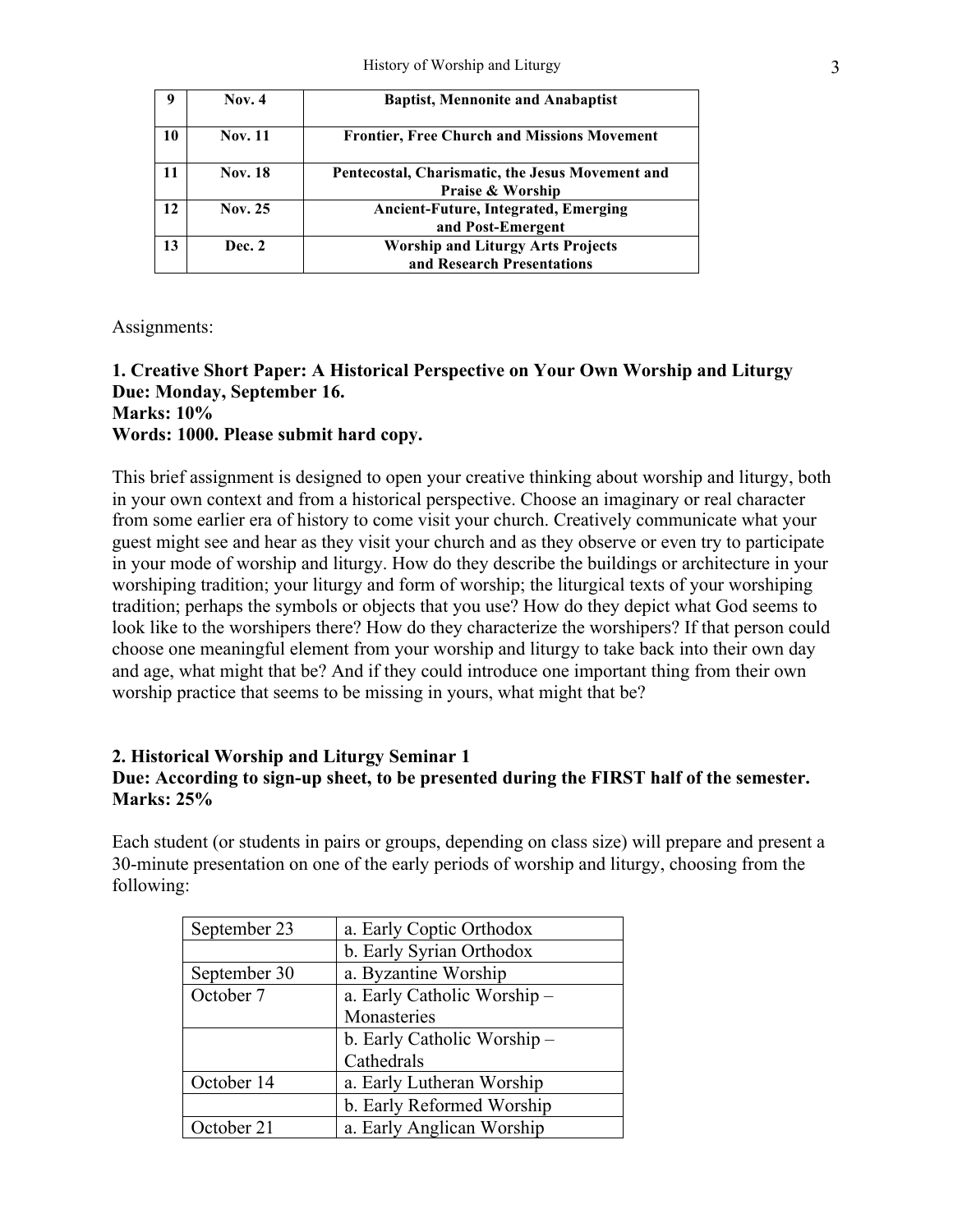| 9 | Nov. 4 | Baptist, Mennonite and Anabaptist |
|---|---|---|
| 10 | Nov. 11 | Frontier, Free Church and Missions Movement |
| 11 | Nov. 18 | Pentecostal, Charismatic, the Jesus Movement and Praise & Worship |
| 12 | Nov. 25 | Ancient-Future, Integrated, Emerging and Post-Emergent |
| 13 | Dec. 2 | Worship and Liturgy Arts Projects and Research Presentations |

Assignments:

**1. Creative Short Paper: A Historical Perspective on Your Own Worship and Liturgy**
**Due: Monday, September 16.**
**Marks: 10%**
**Words: 1000. Please submit hard copy.**

This brief assignment is designed to open your creative thinking about worship and liturgy, both in your own context and from a historical perspective. Choose an imaginary or real character from some earlier era of history to come visit your church. Creatively communicate what your guest might see and hear as they visit your church and as they observe or even try to participate in your mode of worship and liturgy. How do they describe the buildings or architecture in your worshiping tradition; your liturgy and form of worship; the liturgical texts of your worshiping tradition; perhaps the symbols or objects that you use? How do they depict what God seems to look like to the worshipers there? How do they characterize the worshipers? If that person could choose one meaningful element from your worship and liturgy to take back into their own day and age, what might that be? And if they could introduce one important thing from their own worship practice that seems to be missing in yours, what might that be?

**2. Historical Worship and Liturgy Seminar 1**
**Due: According to sign-up sheet, to be presented during the FIRST half of the semester.**
**Marks: 25%**

Each student (or students in pairs or groups, depending on class size) will prepare and present a 30-minute presentation on one of the early periods of worship and liturgy, choosing from the following:

| Date | Topic |
|---|---|
| September 23 | a. Early Coptic Orthodox |
| | b. Early Syrian Orthodox |
| September 30 | a. Byzantine Worship |
| October 7 | a. Early Catholic Worship – Monasteries |
| | b. Early Catholic Worship – Cathedrals |
| October 14 | a. Early Lutheran Worship |
| | b. Early Reformed Worship |
| October 21 | a. Early Anglican Worship |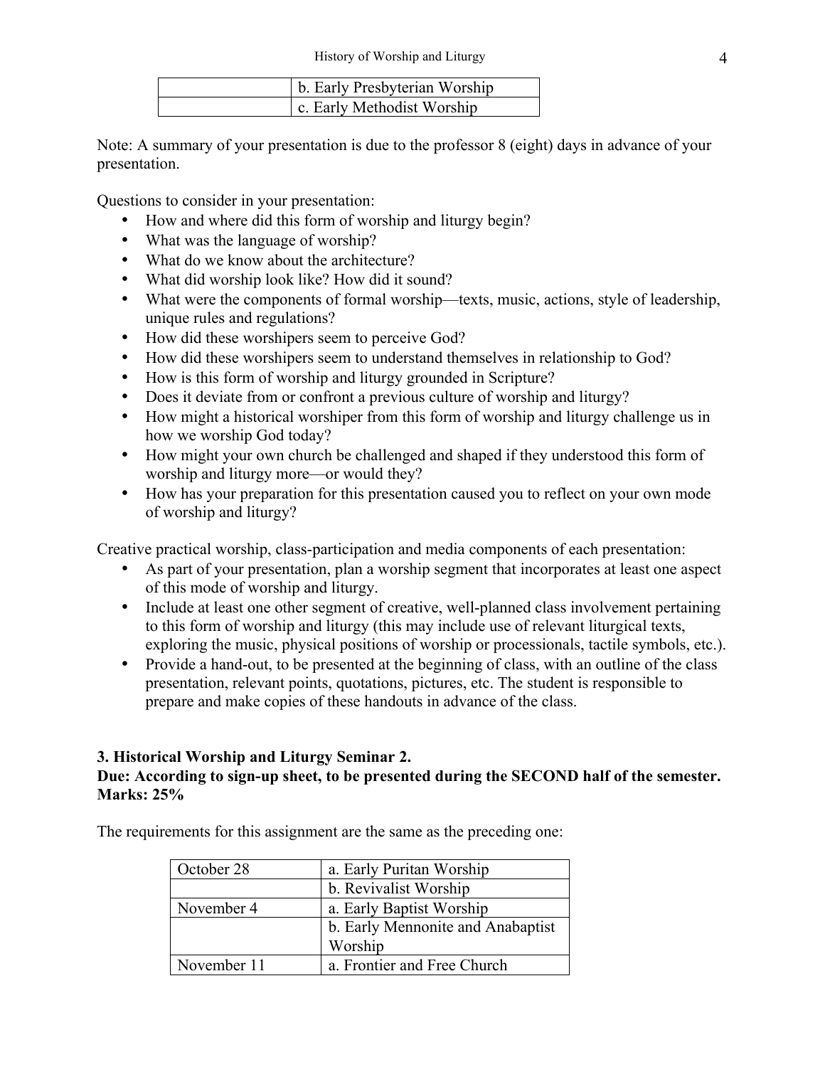| | |
|---|---|
| | b. Early Presbyterian Worship |
| | c. Early Methodist Worship |

Note: A summary of your presentation is due to the professor 8 (eight) days in advance of your presentation.

Questions to consider in your presentation:

- How and where did this form of worship and liturgy begin?
- What was the language of worship?
- What do we know about the architecture?
- What did worship look like? How did it sound?
- What were the components of formal worship—texts, music, actions, style of leadership, unique rules and regulations?
- How did these worshipers seem to perceive God?
- How did these worshipers seem to understand themselves in relationship to God?
- How is this form of worship and liturgy grounded in Scripture?
- Does it deviate from or confront a previous culture of worship and liturgy?
- How might a historical worshiper from this form of worship and liturgy challenge us in how we worship God today?
- How might your own church be challenged and shaped if they understood this form of worship and liturgy more—or would they?
- How has your preparation for this presentation caused you to reflect on your own mode of worship and liturgy?

Creative practical worship, class-participation and media components of each presentation:

- As part of your presentation, plan a worship segment that incorporates at least one aspect of this mode of worship and liturgy.
- Include at least one other segment of creative, well-planned class involvement pertaining to this form of worship and liturgy (this may include use of relevant liturgical texts, exploring the music, physical positions of worship or processionals, tactile symbols, etc.).
- Provide a hand-out, to be presented at the beginning of class, with an outline of the class presentation, relevant points, quotations, pictures, etc. The student is responsible to prepare and make copies of these handouts in advance of the class.

**3. Historical Worship and Liturgy Seminar 2.**
**Due: According to sign-up sheet, to be presented during the SECOND half of the semester.**
**Marks: 25%**

The requirements for this assignment are the same as the preceding one:

| | |
|---|---|
| October 28 | a. Early Puritan Worship |
| | b. Revivalist Worship |
| November 4 | a. Early Baptist Worship |
| | b. Early Mennonite and Anabaptist Worship |
| November 11 | a. Frontier and Free Church |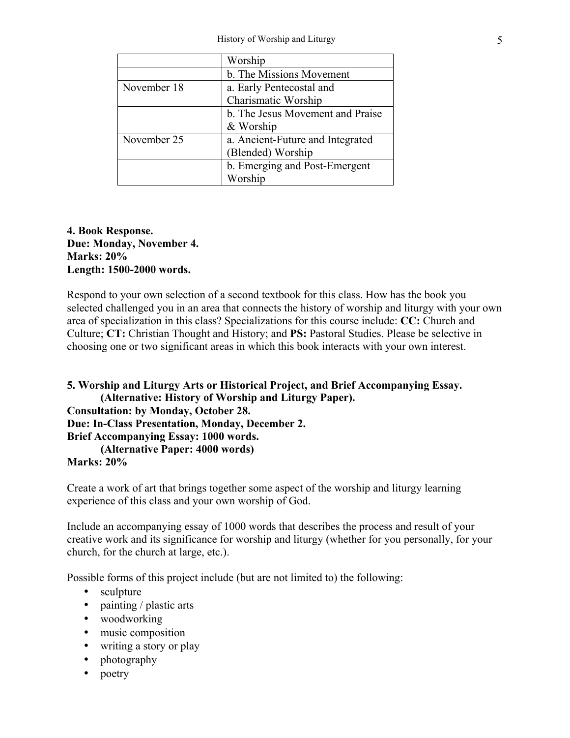| | |
|---|---|
| | Worship |
| | b. The Missions Movement |
| November 18 | a. Early Pentecostal and Charismatic Worship |
| | b. The Jesus Movement and Praise & Worship |
| November 25 | a. Ancient-Future and Integrated (Blended) Worship |
| | b. Emerging and Post-Emergent Worship |

**4. Book Response.**
**Due: Monday, November 4.**
**Marks: 20%**
**Length: 1500-2000 words.**

Respond to your own selection of a second textbook for this class. How has the book you selected challenged you in an area that connects the history of worship and liturgy with your own area of specialization in this class? Specializations for this course include: **CC:** Church and Culture; **CT:** Christian Thought and History; and **PS:** Pastoral Studies. Please be selective in choosing one or two significant areas in which this book interacts with your own interest.

**5. Worship and Liturgy Arts or Historical Project, and Brief Accompanying Essay.**
**(Alternative: History of Worship and Liturgy Paper).**
**Consultation: by Monday, October 28.**
**Due: In-Class Presentation, Monday, December 2.**
**Brief Accompanying Essay: 1000 words.**
**(Alternative Paper: 4000 words)**
**Marks: 20%**

Create a work of art that brings together some aspect of the worship and liturgy learning experience of this class and your own worship of God.

Include an accompanying essay of 1000 words that describes the process and result of your creative work and its significance for worship and liturgy (whether for you personally, for your church, for the church at large, etc.).

Possible forms of this project include (but are not limited to) the following:

- sculpture
- painting / plastic arts
- woodworking
- music composition
- writing a story or play
- photography
- poetry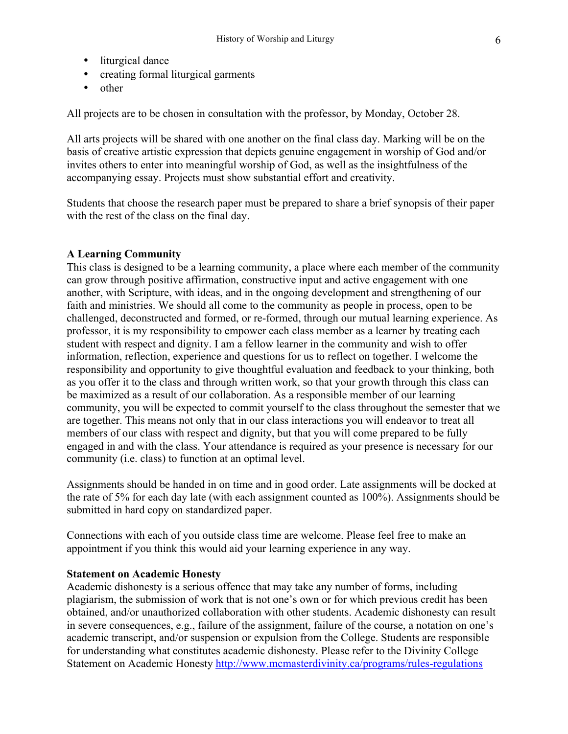- liturgical dance
- creating formal liturgical garments
- other

All projects are to be chosen in consultation with the professor, by Monday, October 28.

All arts projects will be shared with one another on the final class day. Marking will be on the basis of creative artistic expression that depicts genuine engagement in worship of God and/or invites others to enter into meaningful worship of God, as well as the insightfulness of the accompanying essay. Projects must show substantial effort and creativity.

Students that choose the research paper must be prepared to share a brief synopsis of their paper with the rest of the class on the final day.

**A Learning Community**

This class is designed to be a learning community, a place where each member of the community can grow through positive affirmation, constructive input and active engagement with one another, with Scripture, with ideas, and in the ongoing development and strengthening of our faith and ministries. We should all come to the community as people in process, open to be challenged, deconstructed and formed, or re-formed, through our mutual learning experience. As professor, it is my responsibility to empower each class member as a learner by treating each student with respect and dignity. I am a fellow learner in the community and wish to offer information, reflection, experience and questions for us to reflect on together. I welcome the responsibility and opportunity to give thoughtful evaluation and feedback to your thinking, both as you offer it to the class and through written work, so that your growth through this class can be maximized as a result of our collaboration. As a responsible member of our learning community, you will be expected to commit yourself to the class throughout the semester that we are together. This means not only that in our class interactions you will endeavor to treat all members of our class with respect and dignity, but that you will come prepared to be fully engaged in and with the class. Your attendance is required as your presence is necessary for our community (i.e. class) to function at an optimal level.

Assignments should be handed in on time and in good order. Late assignments will be docked at the rate of 5% for each day late (with each assignment counted as 100%). Assignments should be submitted in hard copy on standardized paper.

Connections with each of you outside class time are welcome. Please feel free to make an appointment if you think this would aid your learning experience in any way.

**Statement on Academic Honesty**

Academic dishonesty is a serious offence that may take any number of forms, including plagiarism, the submission of work that is not one's own or for which previous credit has been obtained, and/or unauthorized collaboration with other students. Academic dishonesty can result in severe consequences, e.g., failure of the assignment, failure of the course, a notation on one's academic transcript, and/or suspension or expulsion from the College. Students are responsible for understanding what constitutes academic dishonesty. Please refer to the Divinity College Statement on Academic Honesty [http://www.mcmasterdivinity.ca/programs/rules-regulations](http://www.mcmasterdivinity.ca/programs/rules-regulations)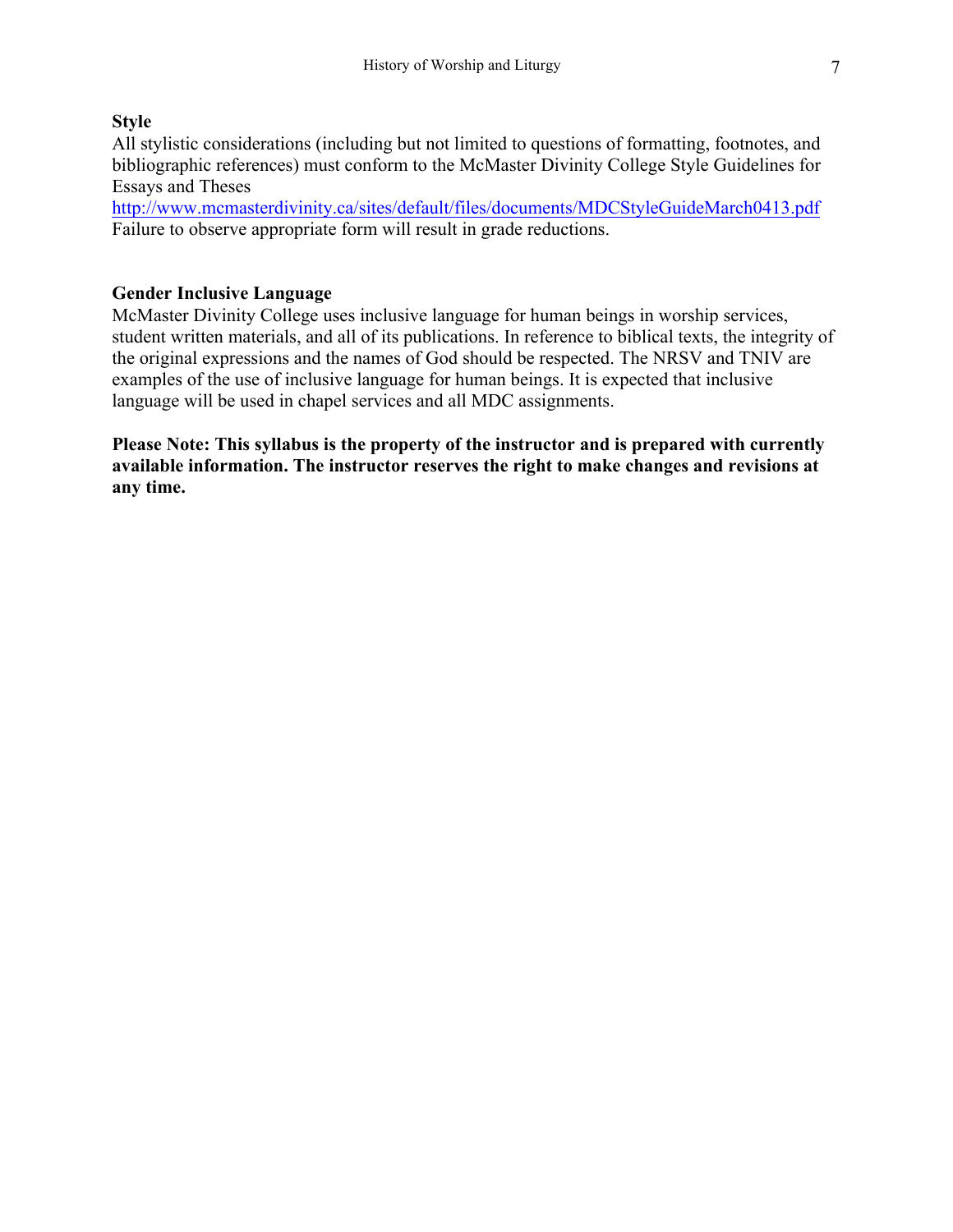**Style**

All stylistic considerations (including but not limited to questions of formatting, footnotes, and bibliographic references) must conform to the McMaster Divinity College Style Guidelines for Essays and Theses
http://www.mcmasterdivinity.ca/sites/default/files/documents/MDCStyleGuideMarch0413.pdf
Failure to observe appropriate form will result in grade reductions.

**Gender Inclusive Language**

McMaster Divinity College uses inclusive language for human beings in worship services, student written materials, and all of its publications. In reference to biblical texts, the integrity of the original expressions and the names of God should be respected. The NRSV and TNIV are examples of the use of inclusive language for human beings. It is expected that inclusive language will be used in chapel services and all MDC assignments.

**Please Note: This syllabus is the property of the instructor and is prepared with currently available information. The instructor reserves the right to make changes and revisions at any time.**